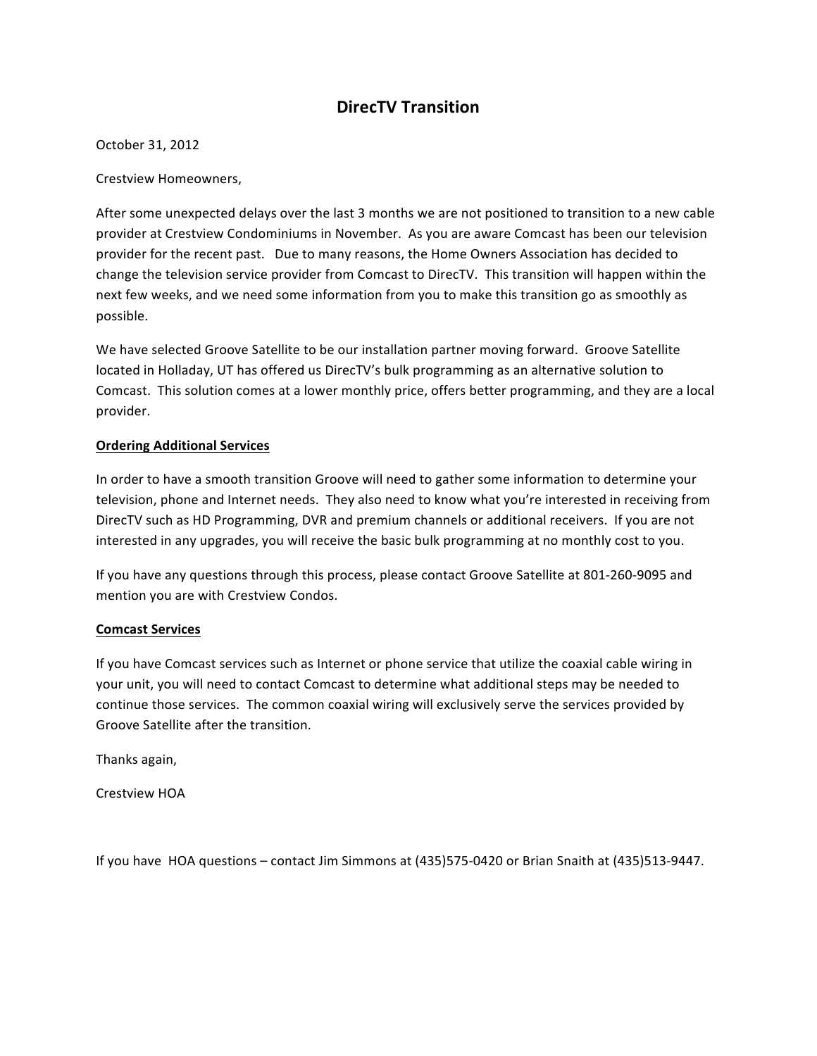# DirecTV Transition

October 31, 2012

Crestview Homeowners,

After some unexpected delays over the last 3 months we are not positioned to transition to a new cable provider at Crestview Condominiums in November. As you are aware Comcast has been our television provider for the recent past. Due to many reasons, the Home Owners Association has decided to change the television service provider from Comcast to DirecTV. This transition will happen within the next few weeks, and we need some information from you to make this transition go as smoothly as possible.

We have selected Groove Satellite to be our installation partner moving forward. Groove Satellite located in Holladay, UT has offered us DirecTV's bulk programming as an alternative solution to Comcast. This solution comes at a lower monthly price, offers better programming, and they are a local provider.

**Ordering Additional Services**

In order to have a smooth transition Groove will need to gather some information to determine your television, phone and Internet needs. They also need to know what you're interested in receiving from DirecTV such as HD Programming, DVR and premium channels or additional receivers. If you are not interested in any upgrades, you will receive the basic bulk programming at no monthly cost to you.

If you have any questions through this process, please contact Groove Satellite at 801-260-9095 and mention you are with Crestview Condos.

**Comcast Services**

If you have Comcast services such as Internet or phone service that utilize the coaxial cable wiring in your unit, you will need to contact Comcast to determine what additional steps may be needed to continue those services. The common coaxial wiring will exclusively serve the services provided by Groove Satellite after the transition.

Thanks again,

Crestview HOA

If you have HOA questions – contact Jim Simmons at (435)575-0420 or Brian Snaith at (435)513-9447.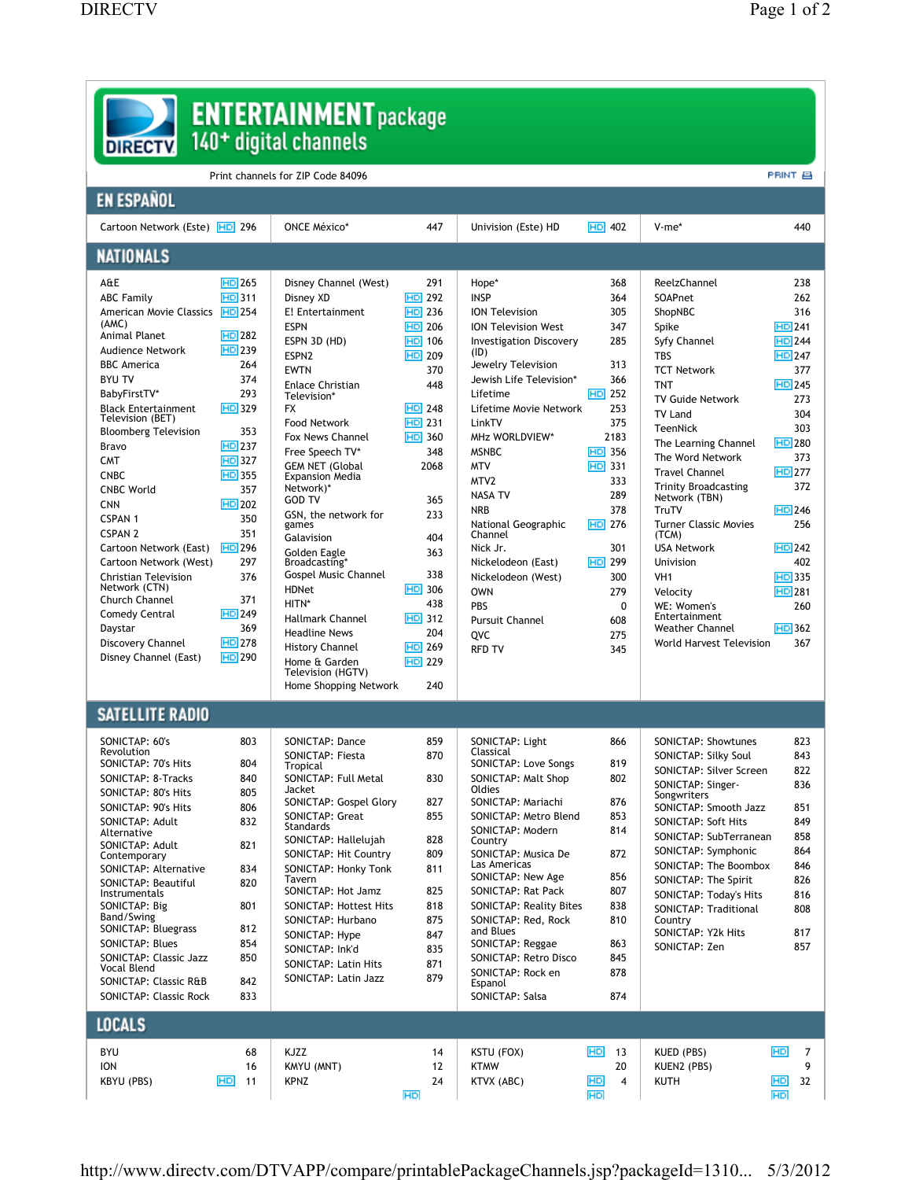# ENTERTAINMENT package

## 140+ digital channels

Print channels for ZIP Code 84096

PRINT

## EN ESPAÑOL

| Channel | HD | Number |
|---|---|---|
| Cartoon Network (Este) | HD | 296 |
| ONCE México* | | 447 |
| Univision (Este) HD | HD | 402 |
| V-me* | | 440 |

## NATIONALS

| Channel | HD | Number |
|---|---|---|
| A&E | HD | 265 |
| ABC Family | HD | 311 |
| American Movie Classics (AMC) | HD | 254 |
| Animal Planet | HD | 282 |
| Audience Network | HD | 239 |
| BBC America | | 264 |
| BYU TV | | 374 |
| BabyFirstTV* | | 293 |
| Black Entertainment Television (BET) | HD | 329 |
| Bloomberg Television | | 353 |
| Bravo | HD | 237 |
| CMT | HD | 327 |
| CNBC | HD | 355 |
| CNBC World | | 357 |
| CNN | HD | 202 |
| CSPAN 1 | | 350 |
| CSPAN 2 | | 351 |
| Cartoon Network (East) | HD | 296 |
| Cartoon Network (West) | | 297 |
| Christian Television Network (CTN) | | 376 |
| Church Channel | | 371 |
| Comedy Central | HD | 249 |
| Daystar | | 369 |
| Discovery Channel | HD | 278 |
| Disney Channel (East) | HD | 290 |
| Disney Channel (West) | | 291 |
| Disney XD | HD | 292 |
| E! Entertainment | HD | 236 |
| ESPN | HD | 206 |
| ESPN 3D (HD) | HD | 106 |
| ESPN2 | HD | 209 |
| EWTN | | 370 |
| Enlace Christian Television* | | 448 |
| FX | HD | 248 |
| Food Network | HD | 231 |
| Fox News Channel | HD | 360 |
| Free Speech TV* | | 348 |
| GEM NET (Global Expansion Media Network)* | | 2068 |
| GOD TV | | 365 |
| GSN, the network for games | | 233 |
| Galavision | | 404 |
| Golden Eagle Broadcasting* | | 363 |
| Gospel Music Channel | | 338 |
| HDNet | HD | 306 |
| HITN* | | 438 |
| Hallmark Channel | HD | 312 |
| Headline News | | 204 |
| History Channel | HD | 269 |
| Home & Garden Television (HGTV) | HD | 229 |
| Home Shopping Network | | 240 |
| Hope* | | 368 |
| INSP | | 364 |
| ION Television | | 305 |
| ION Television West | | 347 |
| Investigation Discovery (ID) | | 285 |
| Jewelry Television | | 313 |
| Jewish Life Television* | | 366 |
| Lifetime | HD | 252 |
| Lifetime Movie Network | | 253 |
| LinkTV | | 375 |
| MHz WORLDVIEW* | | 2183 |
| MSNBC | HD | 356 |
| MTV | HD | 331 |
| MTV2 | | 333 |
| NASA TV | | 289 |
| NRB | | 378 |
| National Geographic Channel | HD | 276 |
| Nick Jr. | | 301 |
| Nickelodeon (East) | HD | 299 |
| Nickelodeon (West) | | 300 |
| OWN | | 279 |
| PBS | | 0 |
| Pursuit Channel | | 608 |
| QVC | | 275 |
| RFD TV | | 345 |
| ReelzChannel | | 238 |
| SOAPnet | | 262 |
| ShopNBC | | 316 |
| Spike | HD | 241 |
| Syfy Channel | HD | 244 |
| TBS | HD | 247 |
| TCT Network | | 377 |
| TNT | HD | 245 |
| TV Guide Network | | 273 |
| TV Land | | 304 |
| TeenNick | | 303 |
| The Learning Channel | HD | 280 |
| The Word Network | | 373 |
| Travel Channel | HD | 277 |
| Trinity Broadcasting Network (TBN) | | 372 |
| TruTV | HD | 246 |
| Turner Classic Movies (TCM) | | 256 |
| USA Network | HD | 242 |
| Univision | | 402 |
| VH1 | HD | 335 |
| Velocity | HD | 281 |
| WE: Women's Entertainment | | 260 |
| Weather Channel | HD | 362 |
| World Harvest Television | | 367 |

## SATELLITE RADIO

| Channel | Number |
|---|---|
| SONICTAP: 60's Revolution | 803 |
| SONICTAP: 70's Hits | 804 |
| SONICTAP: 8-Tracks | 840 |
| SONICTAP: 80's Hits | 805 |
| SONICTAP: 90's Hits | 806 |
| SONICTAP: Adult Alternative | 832 |
| SONICTAP: Adult Contemporary | 821 |
| SONICTAP: Alternative | 834 |
| SONICTAP: Beautiful Instrumentals | 820 |
| SONICTAP: Big Band/Swing | 801 |
| SONICTAP: Bluegrass | 812 |
| SONICTAP: Blues | 854 |
| SONICTAP: Classic Jazz Vocal Blend | 850 |
| SONICTAP: Classic R&B | 842 |
| SONICTAP: Classic Rock | 833 |
| SONICTAP: Dance | 859 |
| SONICTAP: Fiesta Tropical | 870 |
| SONICTAP: Full Metal Jacket | 830 |
| SONICTAP: Gospel Glory | 827 |
| SONICTAP: Great Standards | 855 |
| SONICTAP: Hallelujah | 828 |
| SONICTAP: Hit Country | 809 |
| SONICTAP: Honky Tonk Tavern | 811 |
| SONICTAP: Hot Jamz | 825 |
| SONICTAP: Hottest Hits | 818 |
| SONICTAP: Hurbano | 875 |
| SONICTAP: Hype | 847 |
| SONICTAP: Ink'd | 835 |
| SONICTAP: Latin Hits | 871 |
| SONICTAP: Latin Jazz | 879 |
| SONICTAP: Light Classical | 866 |
| SONICTAP: Love Songs | 819 |
| SONICTAP: Malt Shop Oldies | 802 |
| SONICTAP: Mariachi | 876 |
| SONICTAP: Metro Blend | 853 |
| SONICTAP: Modern Country | 814 |
| SONICTAP: Musica De Las Americas | 872 |
| SONICTAP: New Age | 856 |
| SONICTAP: Rat Pack | 807 |
| SONICTAP: Reality Bites | 838 |
| SONICTAP: Red, Rock and Blues | 810 |
| SONICTAP: Reggae | 863 |
| SONICTAP: Retro Disco | 845 |
| SONICTAP: Rock en Espanol | 878 |
| SONICTAP: Salsa | 874 |
| SONICTAP: Showtunes | 823 |
| SONICTAP: Silky Soul | 843 |
| SONICTAP: Silver Screen | 822 |
| SONICTAP: Singer-Songwriters | 836 |
| SONICTAP: Smooth Jazz | 851 |
| SONICTAP: Soft Hits | 849 |
| SONICTAP: SubTerranean | 858 |
| SONICTAP: Symphonic | 864 |
| SONICTAP: The Boombox | 846 |
| SONICTAP: The Spirit | 826 |
| SONICTAP: Today's Hits | 816 |
| SONICTAP: Traditional Country | 808 |
| SONICTAP: Y2k Hits | 817 |
| SONICTAP: Zen | 857 |

## LOCALS

| Channel | HD | Number |
|---|---|---|
| BYU | | 68 |
| ION | | 16 |
| KBYU (PBS) | HD | 11 |
| KJZZ | | 14 |
| KMYU (MNT) | | 12 |
| KPNZ | | 24 |
| KSTU (FOX) | HD | 13 |
| KTMW | | 20 |
| KTVX (ABC) | HD | 4 |
| KUED (PBS) | HD | 7 |
| KUEN2 (PBS) | | 9 |
| KUTH | HD | 32 |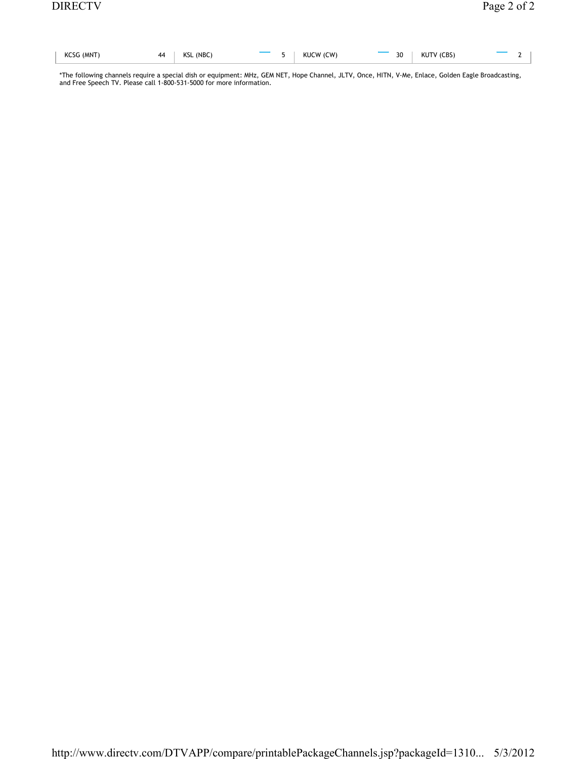| KCSG (MNT) | 44 | KSL (NBC) | — | 5 | KUCW (CW) | — | 30 | KUTV (CBS) | — | 2 |
|---|---|---|---|---|---|---|---|---|---|---|

*The following channels require a special dish or equipment: MHz, GEM NET, Hope Channel, JLTV, Once, HITN, V-Me, Enlace, Golden Eagle Broadcasting, and Free Speech TV. Please call 1-800-531-5000 for more information.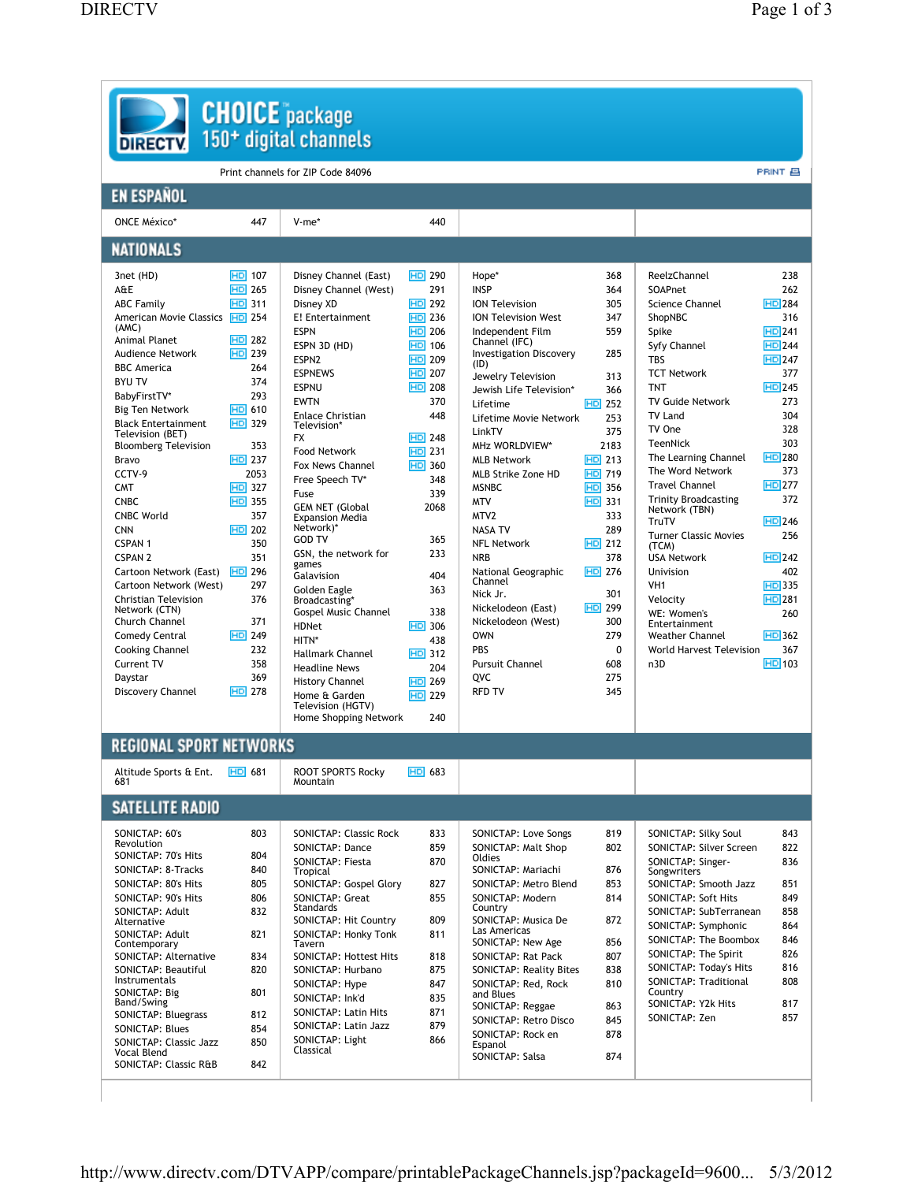# CHOICE™ package

150+ digital channels

Print channels for ZIP Code 84096

PRINT

## EN ESPAÑOL

| Channel | No. | Channel | No. |
|---|---|---|---|
| ONCE México* | 447 | V-me* | 440 |

## NATIONALS

| Channel | HD | No. |
|---|---|---|
| 3net (HD) | HD | 107 |
| A&E | HD | 265 |
| ABC Family | HD | 311 |
| American Movie Classics (AMC) | HD | 254 |
| Animal Planet | HD | 282 |
| Audience Network | HD | 239 |
| BBC America | | 264 |
| BYU TV | | 374 |
| BabyFirstTV* | | 293 |
| Big Ten Network | HD | 610 |
| Black Entertainment Television (BET) | HD | 329 |
| Bloomberg Television | | 353 |
| Bravo | HD | 237 |
| CCTV-9 | | 2053 |
| CMT | HD | 327 |
| CNBC | HD | 355 |
| CNBC World | | 357 |
| CNN | HD | 202 |
| CSPAN 1 | | 350 |
| CSPAN 2 | | 351 |
| Cartoon Network (East) | HD | 296 |
| Cartoon Network (West) | | 297 |
| Christian Television Network (CTN) | | 376 |
| Church Channel | | 371 |
| Comedy Central | HD | 249 |
| Cooking Channel | | 232 |
| Current TV | | 358 |
| Daystar | | 369 |
| Discovery Channel | HD | 278 |
| Disney Channel (East) | HD | 290 |
| Disney Channel (West) | | 291 |
| Disney XD | HD | 292 |
| E! Entertainment | HD | 236 |
| ESPN | HD | 206 |
| ESPN 3D (HD) | HD | 106 |
| ESPN2 | HD | 209 |
| ESPNEWS | HD | 207 |
| ESPNU | HD | 208 |
| EWTN | | 370 |
| Enlace Christian Television* | | 448 |
| FX | HD | 248 |
| Food Network | HD | 231 |
| Fox News Channel | HD | 360 |
| Free Speech TV* | | 348 |
| Fuse | | 339 |
| GEM NET (Global Expansion Media Network)* | | 2068 |
| GOD TV | | 365 |
| GSN, the network for games | | 233 |
| Galavision | | 404 |
| Golden Eagle Broadcasting* | | 363 |
| Gospel Music Channel | | 338 |
| HDNet | HD | 306 |
| HITN* | | 438 |
| Hallmark Channel | HD | 312 |
| Headline News | | 204 |
| History Channel | HD | 269 |
| Home & Garden Television (HGTV) | HD | 229 |
| Home Shopping Network | | 240 |
| Hope* | | 368 |
| INSP | | 364 |
| ION Television | | 305 |
| ION Television West | | 347 |
| Independent Film Channel (IFC) | | 559 |
| Investigation Discovery (ID) | | 285 |
| Jewelry Television | | 313 |
| Jewish Life Television* | | 366 |
| Lifetime | HD | 252 |
| Lifetime Movie Network | | 253 |
| LinkTV | | 375 |
| MHz WORLDVIEW* | | 2183 |
| MLB Network | HD | 213 |
| MLB Strike Zone HD | HD | 719 |
| MSNBC | HD | 356 |
| MTV | HD | 331 |
| MTV2 | | 333 |
| NASA TV | | 289 |
| NFL Network | HD | 212 |
| NRB | | 378 |
| National Geographic Channel | HD | 276 |
| Nick Jr. | | 301 |
| Nickelodeon (East) | HD | 299 |
| Nickelodeon (West) | | 300 |
| OWN | | 279 |
| PBS | | 0 |
| Pursuit Channel | | 608 |
| QVC | | 275 |
| RFD TV | | 345 |
| ReelzChannel | | 238 |
| SOAPnet | | 262 |
| Science Channel | HD | 284 |
| ShopNBC | | 316 |
| Spike | HD | 241 |
| Syfy Channel | HD | 244 |
| TBS | HD | 247 |
| TCT Network | | 377 |
| TNT | HD | 245 |
| TV Guide Network | | 273 |
| TV Land | | 304 |
| TV One | | 328 |
| TeenNick | | 303 |
| The Learning Channel | HD | 280 |
| The Word Network | | 373 |
| Travel Channel | HD | 277 |
| Trinity Broadcasting Network (TBN) | | 372 |
| TruTV | HD | 246 |
| Turner Classic Movies (TCM) | | 256 |
| USA Network | HD | 242 |
| Univision | | 402 |
| VH1 | HD | 335 |
| Velocity | HD | 281 |
| WE: Women's Entertainment | | 260 |
| Weather Channel | HD | 362 |
| World Harvest Television | | 367 |
| n3D | HD | 103 |

## REGIONAL SPORT NETWORKS

| Channel | HD | No. |
|---|---|---|
| Altitude Sports & Ent. 681 | HD | 681 |
| ROOT SPORTS Rocky Mountain | HD | 683 |

## SATELLITE RADIO

| Channel | No. |
|---|---|
| SONICTAP: 60's Revolution | 803 |
| SONICTAP: 70's Hits | 804 |
| SONICTAP: 8-Tracks | 840 |
| SONICTAP: 80's Hits | 805 |
| SONICTAP: 90's Hits | 806 |
| SONICTAP: Adult Alternative | 832 |
| SONICTAP: Adult Contemporary | 821 |
| SONICTAP: Alternative | 834 |
| SONICTAP: Beautiful Instrumentals | 820 |
| SONICTAP: Big Band/Swing | 801 |
| SONICTAP: Bluegrass | 812 |
| SONICTAP: Blues | 854 |
| SONICTAP: Classic Jazz Vocal Blend | 850 |
| SONICTAP: Classic R&B | 842 |
| SONICTAP: Classic Rock | 833 |
| SONICTAP: Dance | 859 |
| SONICTAP: Fiesta Tropical | 870 |
| SONICTAP: Gospel Glory | 827 |
| SONICTAP: Great Standards | 855 |
| SONICTAP: Hit Country | 809 |
| SONICTAP: Honky Tonk Tavern | 811 |
| SONICTAP: Hottest Hits | 818 |
| SONICTAP: Hurbano | 875 |
| SONICTAP: Hype | 847 |
| SONICTAP: Ink'd | 835 |
| SONICTAP: Latin Hits | 871 |
| SONICTAP: Latin Jazz | 879 |
| SONICTAP: Light Classical | 866 |
| SONICTAP: Love Songs | 819 |
| SONICTAP: Malt Shop Oldies | 802 |
| SONICTAP: Mariachi | 876 |
| SONICTAP: Metro Blend | 853 |
| SONICTAP: Modern Country | 814 |
| SONICTAP: Musica De Las Americas | 872 |
| SONICTAP: New Age | 856 |
| SONICTAP: Rat Pack | 807 |
| SONICTAP: Reality Bites | 838 |
| SONICTAP: Red, Rock and Blues | 810 |
| SONICTAP: Reggae | 863 |
| SONICTAP: Retro Disco | 845 |
| SONICTAP: Rock en Espanol | 878 |
| SONICTAP: Salsa | 874 |
| SONICTAP: Silky Soul | 843 |
| SONICTAP: Silver Screen | 822 |
| SONICTAP: Singer-Songwriters | 836 |
| SONICTAP: Smooth Jazz | 851 |
| SONICTAP: Soft Hits | 849 |
| SONICTAP: SubTerranean | 858 |
| SONICTAP: Symphonic | 864 |
| SONICTAP: The Boombox | 846 |
| SONICTAP: The Spirit | 826 |
| SONICTAP: Today's Hits | 816 |
| SONICTAP: Traditional Country | 808 |
| SONICTAP: Y2k Hits | 817 |
| SONICTAP: Zen | 857 |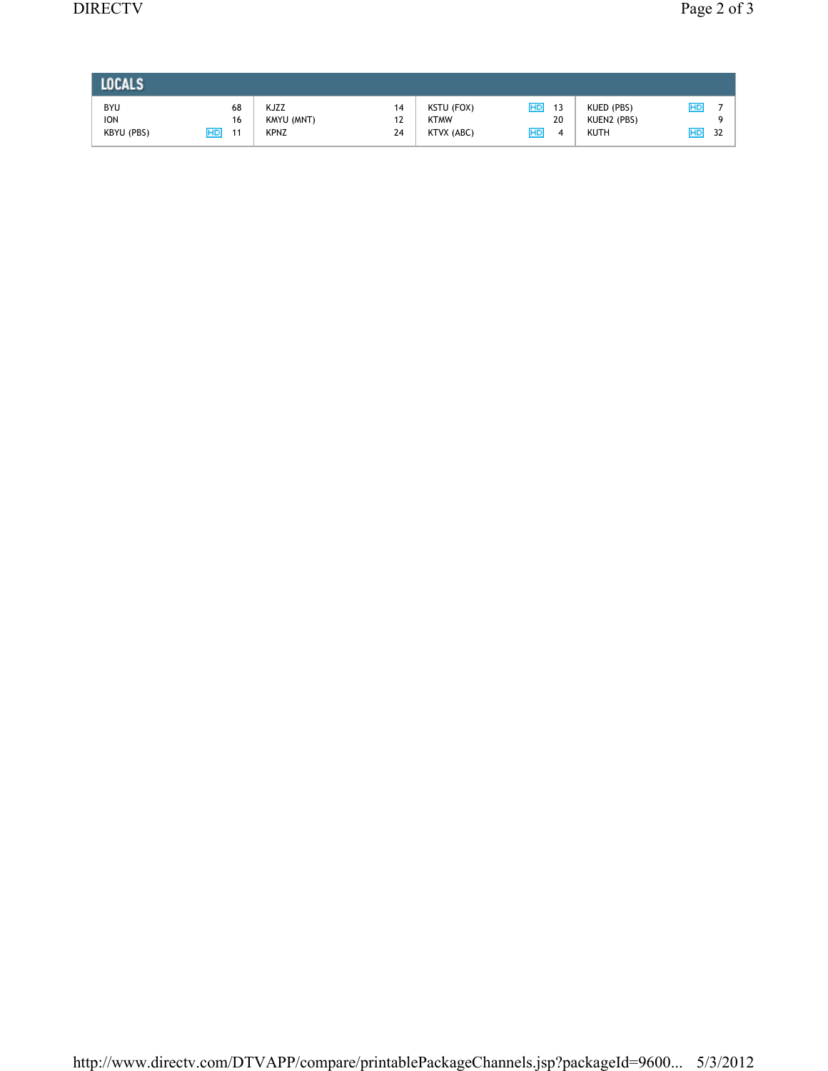## LOCALS

| Channel | HD | No. | Channel | HD | No. | Channel | HD | No. | Channel | HD | No. |
|---|---|---|---|---|---|---|---|---|---|---|---|
| BYU | | 68 | KJZZ | | 14 | KSTU (FOX) | HD | 13 | KUED (PBS) | HD | 7 |
| ION | | 16 | KMYU (MNT) | | 12 | KTMW | | 20 | KUEN2 (PBS) | | 9 |
| KBYU (PBS) | HD | 11 | KPNZ | | 24 | KTVX (ABC) | HD | 4 | KUTH | HD | 32 |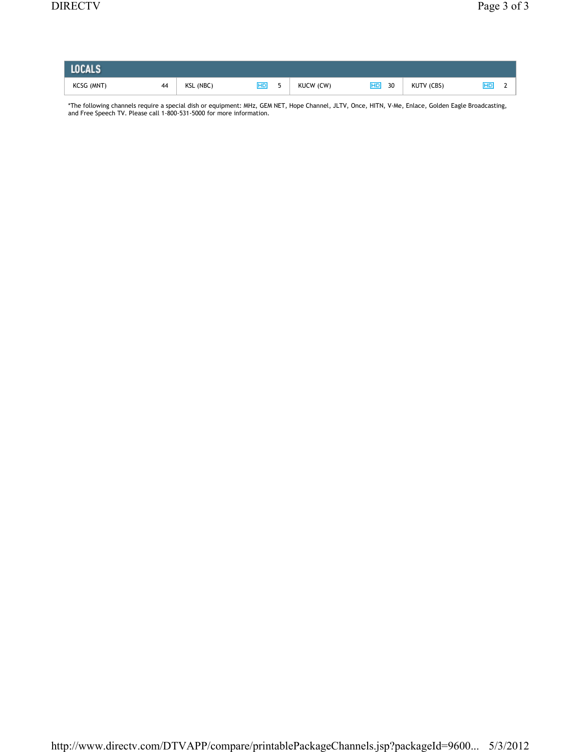## LOCALS

| | | | | | | | | | | |
|---|---|---|---|---|---|---|---|---|---|---|
| KCSG (MNT) | | 44 | KSL (NBC) | HD | 5 | KUCW (CW) | HD | 30 | KUTV (CBS) | HD | 2 |

*The following channels require a special dish or equipment: MHz, GEM NET, Hope Channel, JLTV, Once, HITN, V-Me, Enlace, Golden Eagle Broadcasting, and Free Speech TV. Please call 1-800-531-5000 for more information.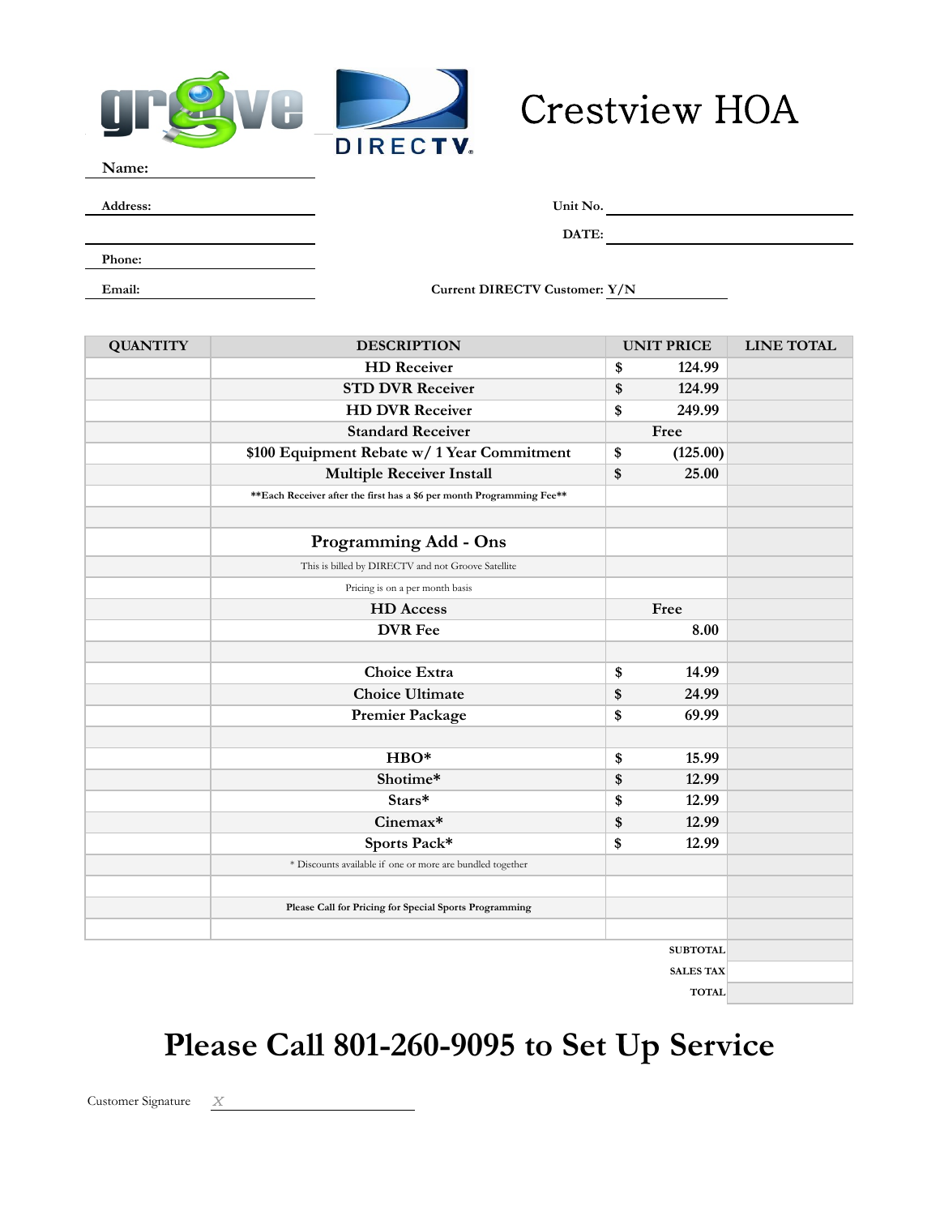# Crestview HOA

Name:

Address:

Phone:

Email:

Unit No.

DATE:

Current DIRECTV Customer: Y/N

| QUANTITY | DESCRIPTION | UNIT PRICE | LINE TOTAL |
|---|---|---|---|
| | **HD Receiver** | $ 124.99 | |
| | **STD DVR Receiver** | $ 124.99 | |
| | **HD DVR Receiver** | $ 249.99 | |
| | **Standard Receiver** | Free | |
| | **$100 Equipment Rebate w/ 1 Year Commitment** | $ (125.00) | |
| | **Multiple Receiver Install** | $ 25.00 | |
| | ****Each Receiver after the first has a $6 per month Programming Fee**** | | |
| | | | |
| | **Programming Add - Ons** | | |
| | This is billed by DIRECTV and not Groove Satellite | | |
| | Pricing is on a per month basis | | |
| | **HD Access** | Free | |
| | **DVR Fee** | 8.00 | |
| | | | |
| | **Choice Extra** | $ 14.99 | |
| | **Choice Ultimate** | $ 24.99 | |
| | **Premier Package** | $ 69.99 | |
| | | | |
| | **HBO*** | $ 15.99 | |
| | **Shotime*** | $ 12.99 | |
| | **Stars*** | $ 12.99 | |
| | **Cinemax*** | $ 12.99 | |
| | **Sports Pack*** | $ 12.99 | |
| | * Discounts available if one or more are bundled together | | |
| | | | |
| | **Please Call for Pricing for Special Sports Programming** | | |
| | | | |
| | | **SUBTOTAL** | |
| | | **SALES TAX** | |
| | | **TOTAL** | |

# Please Call 801-260-9095 to Set Up Service

Customer Signature X